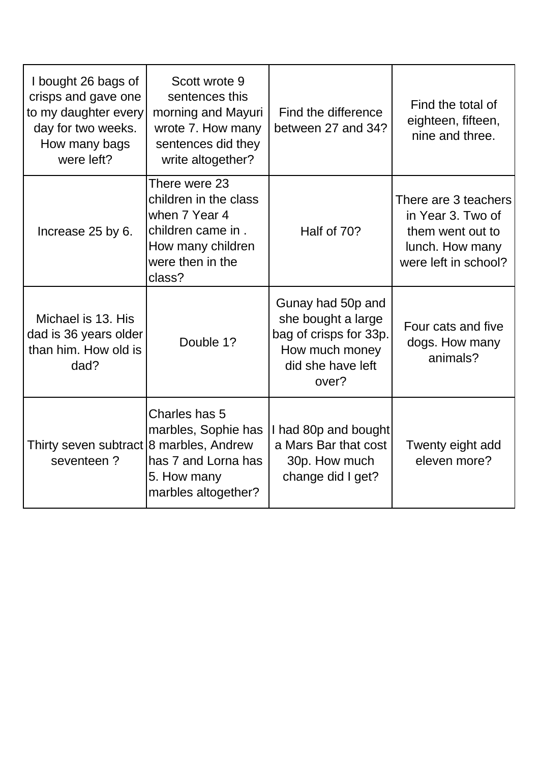| | | | |
|---|---|---|---|
| I bought 26 bags of crisps and gave one to my daughter every day for two weeks. How many bags were left? | Scott wrote 9 sentences this morning and Mayuri wrote 7. How many sentences did they write altogether? | Find the difference between 27 and 34? | Find the total of eighteen, fifteen, nine and three. |
| Increase 25 by 6. | There were 23 children in the class when 7 Year 4 children came in . How many children were then in the class? | Half of 70? | There are 3 teachers in Year 3. Two of them went out to lunch. How many were left in school? |
| Michael is 13. His dad is 36 years older than him. How old is dad? | Double 1? | Gunay had 50p and she bought a large bag of crisps for 33p. How much money did she have left over? | Four cats and five dogs. How many animals? |
| Thirty seven subtract seventeen ? | Charles has 5 marbles, Sophie has 8 marbles, Andrew has 7 and Lorna has 5. How many marbles altogether? | I had 80p and bought a Mars Bar that cost 30p. How much change did I get? | Twenty eight add eleven more? |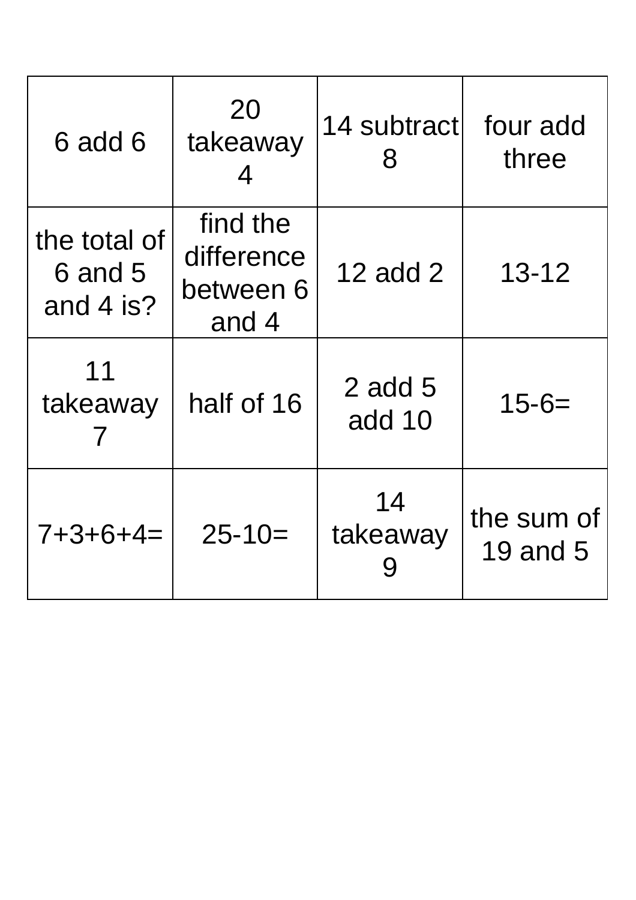| | | | |
|---|---|---|---|
| 6 add 6 | 20 takeaway 4 | 14 subtract 8 | four add three |
| the total of 6 and 5 and 4 is? | find the difference between 6 and 4 | 12 add 2 | 13-12 |
| 11 takeaway 7 | half of 16 | 2 add 5 add 10 | 15-6= |
| 7+3+6+4= | 25-10= | 14 takeaway 9 | the sum of 19 and 5 |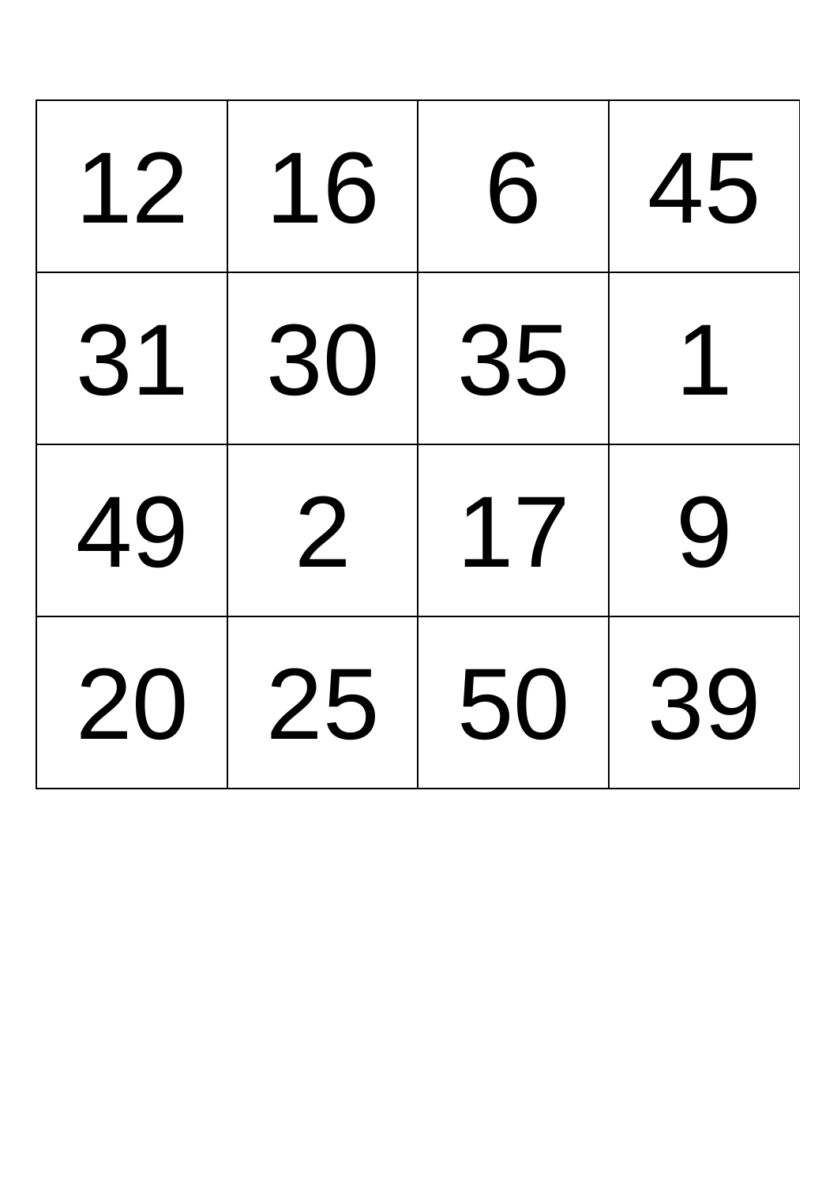| 12 | 16 | 6 | 45 |
|---|---|---|---|
| 31 | 30 | 35 | 1 |
| 49 | 2 | 17 | 9 |
| 20 | 25 | 50 | 39 |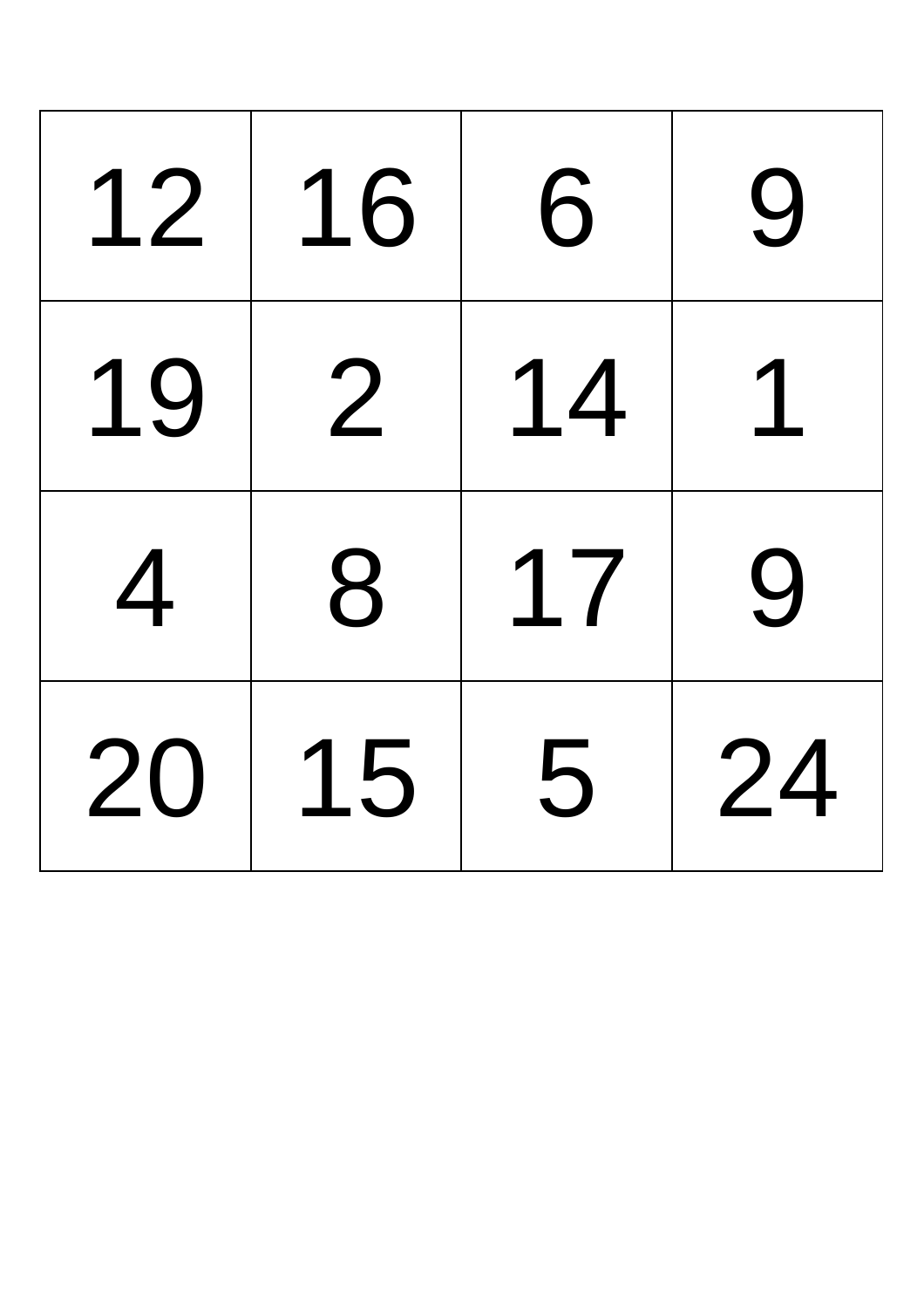| | | | |
|---|---|---|---|
| 12 | 16 | 6 | 9 |
| 19 | 2 | 14 | 1 |
| 4 | 8 | 17 | 9 |
| 20 | 15 | 5 | 24 |